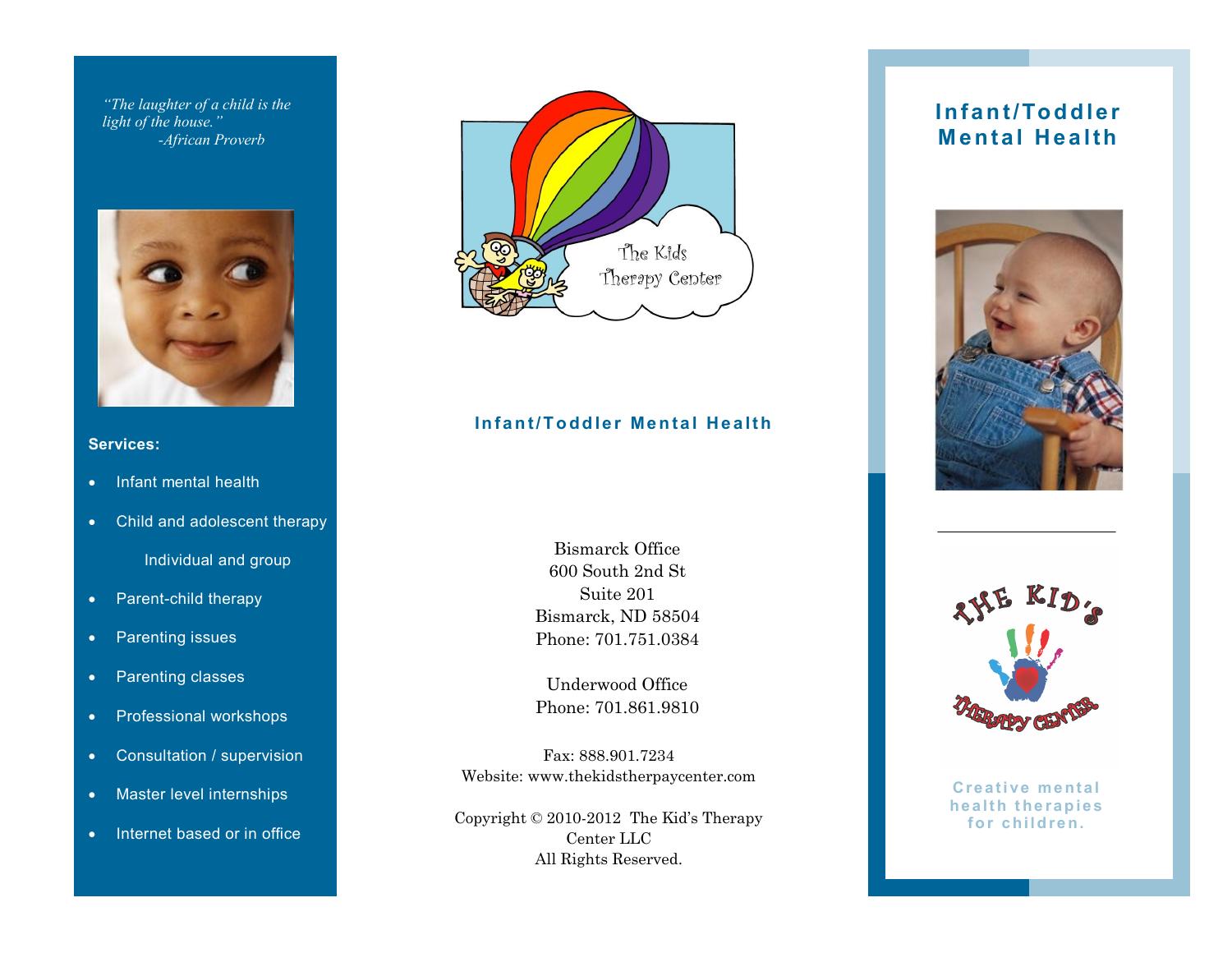*"The laughter of a child is the light of the house."*
*-African Proverb*

**Services:**

- Infant mental health
- Child and adolescent therapy
  
  Individual and group
- Parent-child therapy
- Parenting issues
- Parenting classes
- Professional workshops
- Consultation / supervision
- Master level internships
- Internet based or in office

The Kids Therapy Center

**Infant/Toddler Mental Health**

Bismarck Office
600 South 2nd St
Suite 201
Bismarck, ND 58504
Phone: 701.751.0384

Underwood Office
Phone: 701.861.9810

Fax: 888.901.7234
Website: www.thekidstherpaycenter.com

Copyright © 2010-2012 The Kid's Therapy Center LLC
All Rights Reserved.

# Infant/Toddler Mental Health

THE KID'S THERAPY CENTER

Creative mental health therapies for children.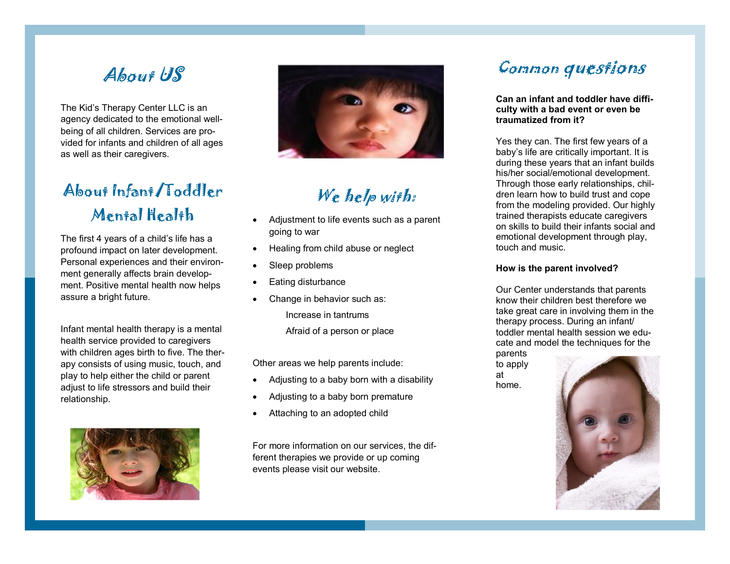## About US

The Kid's Therapy Center LLC is an agency dedicated to the emotional well-being of all children. Services are provided for infants and children of all ages as well as their caregivers.

## About Infant/Toddler Mental Health

The first 4 years of a child's life has a profound impact on later development. Personal experiences and their environment generally affects brain development. Positive mental health now helps assure a bright future.

Infant mental health therapy is a mental health service provided to caregivers with children ages birth to five. The therapy consists of using music, touch, and play to help either the child or parent adjust to life stressors and build their relationship.

## We help with:

- Adjustment to life events such as a parent going to war
- Healing from child abuse or neglect
- Sleep problems
- Eating disturbance
- Change in behavior such as:
  - Increase in tantrums
  - Afraid of a person or place

Other areas we help parents include:

- Adjusting to a baby born with a disability
- Adjusting to a baby born premature
- Attaching to an adopted child

For more information on our services, the different therapies we provide or up coming events please visit our website.

## Common questions

**Can an infant and toddler have difficulty with a bad event or even be traumatized from it?**

Yes they can. The first few years of a baby's life are critically important. It is during these years that an infant builds his/her social/emotional development. Through those early relationships, children learn how to build trust and cope from the modeling provided. Our highly trained therapists educate caregivers on skills to build their infants social and emotional development through play, touch and music.

**How is the parent involved?**

Our Center understands that parents know their children best therefore we take great care in involving them in the therapy process. During an infant/toddler mental health session we educate and model the techniques for the parents to apply at home.